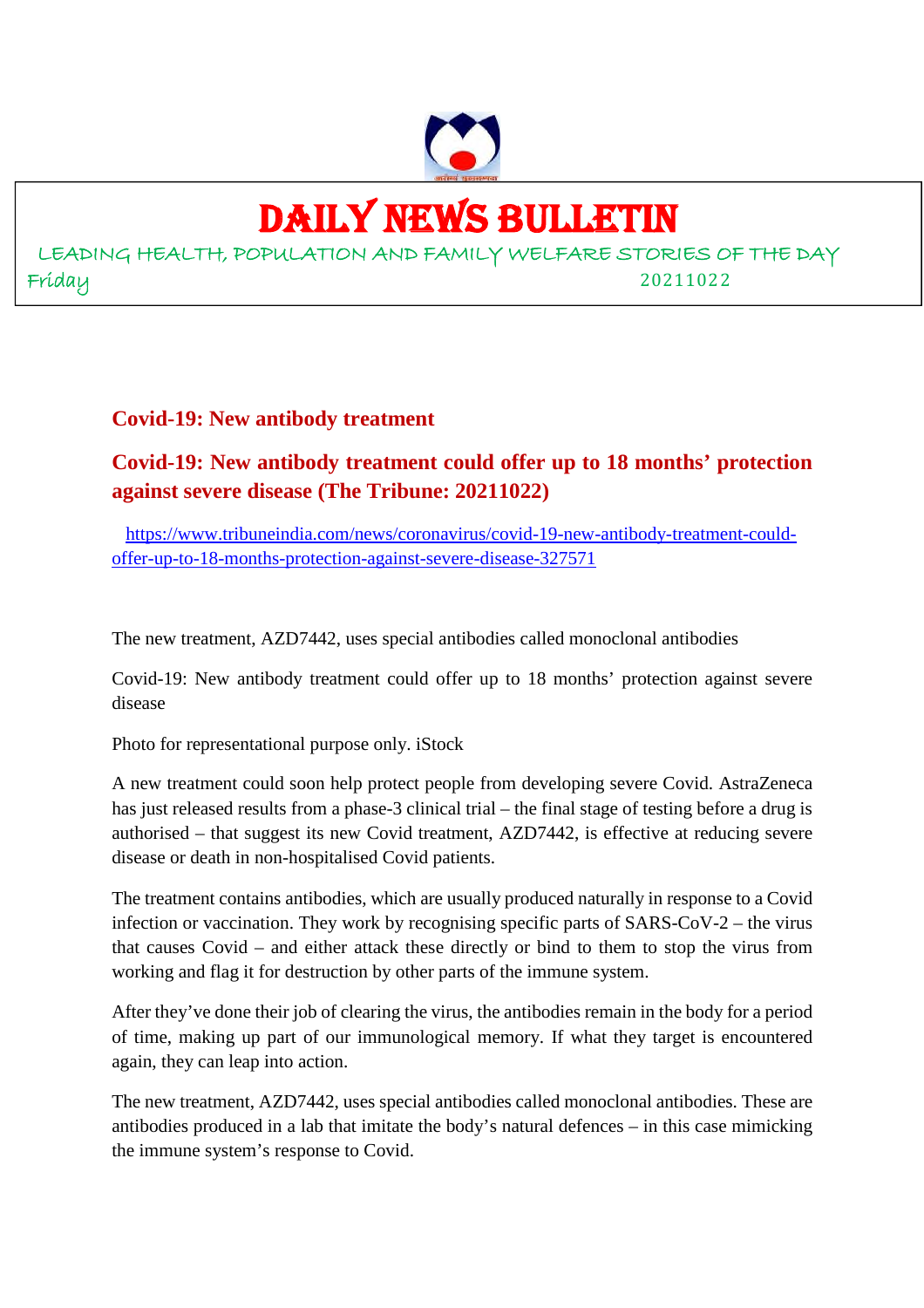# DAILY NEWS BULLETIN

LEADING HEALTH, POPULATION AND FAMILY WELFARE STORIES OF THE DAY

Friday 20211022

## Covid-19: New antibody treatment

## Covid-19: New antibody treatment could offer up to 18 months' protection against severe disease (The Tribune: 20211022)

https://www.tribuneindia.com/news/coronavirus/covid-19-new-antibody-treatment-could-offer-up-to-18-months-protection-against-severe-disease-327571

The new treatment, AZD7442, uses special antibodies called monoclonal antibodies

Covid-19: New antibody treatment could offer up to 18 months' protection against severe disease

Photo for representational purpose only. iStock

A new treatment could soon help protect people from developing severe Covid. AstraZeneca has just released results from a phase-3 clinical trial – the final stage of testing before a drug is authorised – that suggest its new Covid treatment, AZD7442, is effective at reducing severe disease or death in non-hospitalised Covid patients.

The treatment contains antibodies, which are usually produced naturally in response to a Covid infection or vaccination. They work by recognising specific parts of SARS-CoV-2 – the virus that causes Covid – and either attack these directly or bind to them to stop the virus from working and flag it for destruction by other parts of the immune system.

After they've done their job of clearing the virus, the antibodies remain in the body for a period of time, making up part of our immunological memory. If what they target is encountered again, they can leap into action.

The new treatment, AZD7442, uses special antibodies called monoclonal antibodies. These are antibodies produced in a lab that imitate the body's natural defences – in this case mimicking the immune system's response to Covid.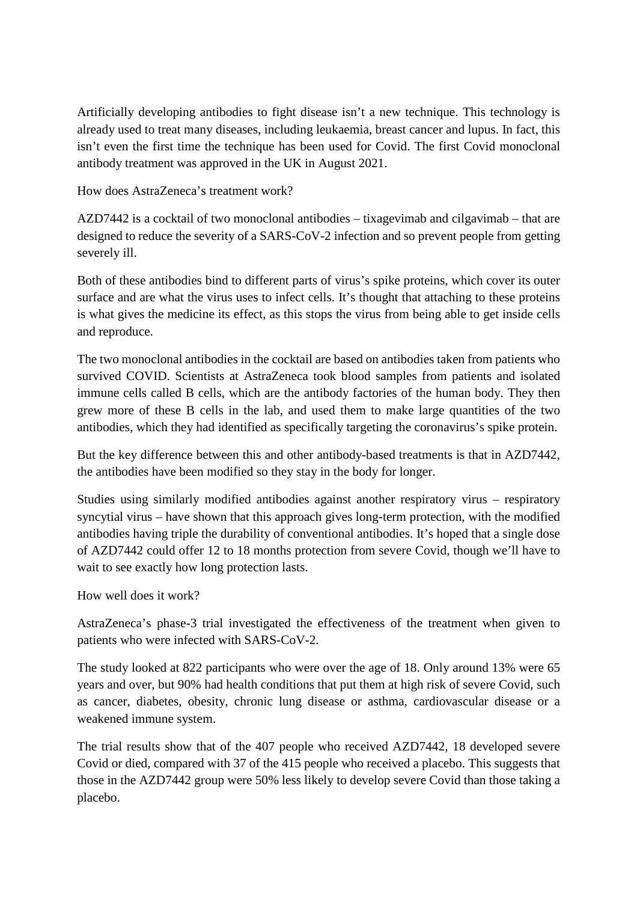Artificially developing antibodies to fight disease isn't a new technique. This technology is already used to treat many diseases, including leukaemia, breast cancer and lupus. In fact, this isn't even the first time the technique has been used for Covid. The first Covid monoclonal antibody treatment was approved in the UK in August 2021.

## How does AstraZeneca's treatment work?

AZD7442 is a cocktail of two monoclonal antibodies – tixagevimab and cilgavimab – that are designed to reduce the severity of a SARS-CoV-2 infection and so prevent people from getting severely ill.

Both of these antibodies bind to different parts of virus's spike proteins, which cover its outer surface and are what the virus uses to infect cells. It's thought that attaching to these proteins is what gives the medicine its effect, as this stops the virus from being able to get inside cells and reproduce.

The two monoclonal antibodies in the cocktail are based on antibodies taken from patients who survived COVID. Scientists at AstraZeneca took blood samples from patients and isolated immune cells called B cells, which are the antibody factories of the human body. They then grew more of these B cells in the lab, and used them to make large quantities of the two antibodies, which they had identified as specifically targeting the coronavirus's spike protein.

But the key difference between this and other antibody-based treatments is that in AZD7442, the antibodies have been modified so they stay in the body for longer.

Studies using similarly modified antibodies against another respiratory virus – respiratory syncytial virus – have shown that this approach gives long-term protection, with the modified antibodies having triple the durability of conventional antibodies. It's hoped that a single dose of AZD7442 could offer 12 to 18 months protection from severe Covid, though we'll have to wait to see exactly how long protection lasts.

## How well does it work?

AstraZeneca's phase-3 trial investigated the effectiveness of the treatment when given to patients who were infected with SARS-CoV-2.

The study looked at 822 participants who were over the age of 18. Only around 13% were 65 years and over, but 90% had health conditions that put them at high risk of severe Covid, such as cancer, diabetes, obesity, chronic lung disease or asthma, cardiovascular disease or a weakened immune system.

The trial results show that of the 407 people who received AZD7442, 18 developed severe Covid or died, compared with 37 of the 415 people who received a placebo. This suggests that those in the AZD7442 group were 50% less likely to develop severe Covid than those taking a placebo.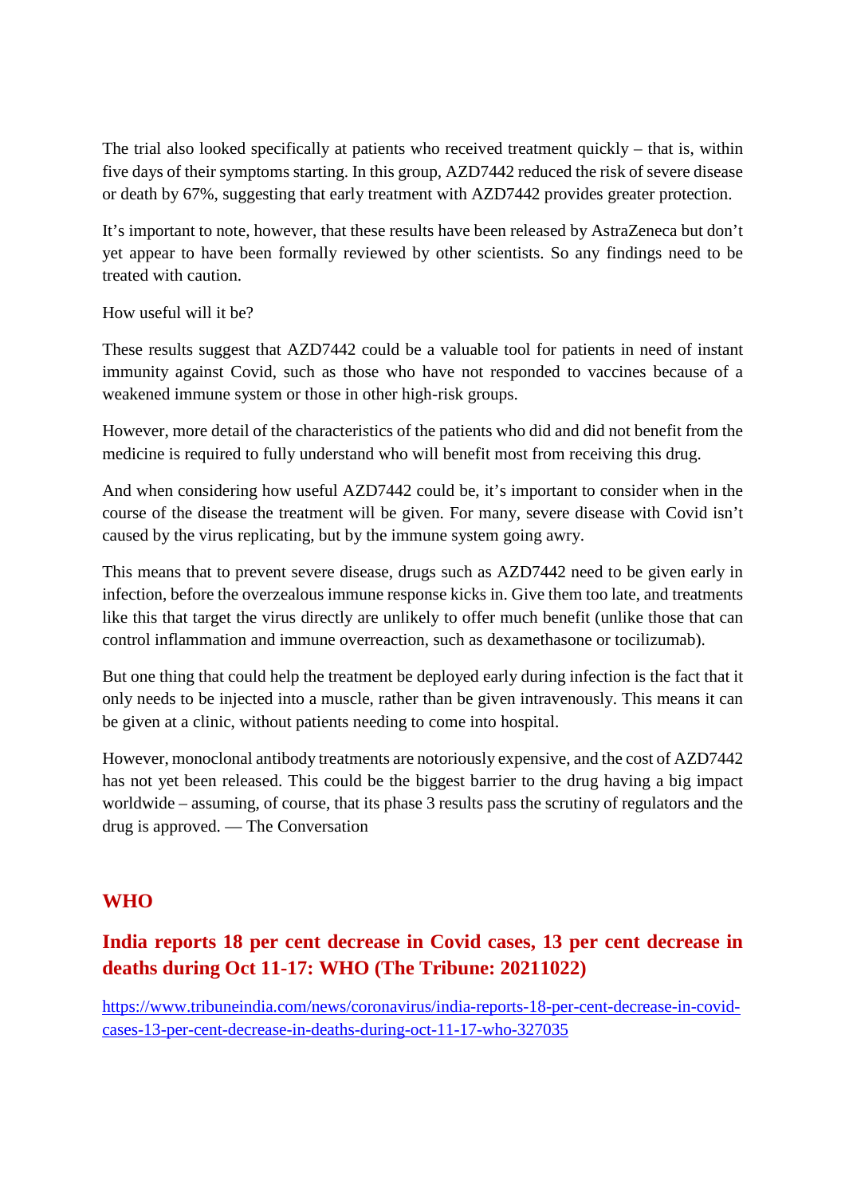The trial also looked specifically at patients who received treatment quickly – that is, within five days of their symptoms starting. In this group, AZD7442 reduced the risk of severe disease or death by 67%, suggesting that early treatment with AZD7442 provides greater protection.

It's important to note, however, that these results have been released by AstraZeneca but don't yet appear to have been formally reviewed by other scientists. So any findings need to be treated with caution.

How useful will it be?

These results suggest that AZD7442 could be a valuable tool for patients in need of instant immunity against Covid, such as those who have not responded to vaccines because of a weakened immune system or those in other high-risk groups.

However, more detail of the characteristics of the patients who did and did not benefit from the medicine is required to fully understand who will benefit most from receiving this drug.

And when considering how useful AZD7442 could be, it's important to consider when in the course of the disease the treatment will be given. For many, severe disease with Covid isn't caused by the virus replicating, but by the immune system going awry.

This means that to prevent severe disease, drugs such as AZD7442 need to be given early in infection, before the overzealous immune response kicks in. Give them too late, and treatments like this that target the virus directly are unlikely to offer much benefit (unlike those that can control inflammation and immune overreaction, such as dexamethasone or tocilizumab).

But one thing that could help the treatment be deployed early during infection is the fact that it only needs to be injected into a muscle, rather than be given intravenously. This means it can be given at a clinic, without patients needing to come into hospital.

However, monoclonal antibody treatments are notoriously expensive, and the cost of AZD7442 has not yet been released. This could be the biggest barrier to the drug having a big impact worldwide – assuming, of course, that its phase 3 results pass the scrutiny of regulators and the drug is approved. — The Conversation

## WHO

## India reports 18 per cent decrease in Covid cases, 13 per cent decrease in deaths during Oct 11-17: WHO (The Tribune: 20211022)

https://www.tribuneindia.com/news/coronavirus/india-reports-18-per-cent-decrease-in-covid-cases-13-per-cent-decrease-in-deaths-during-oct-11-17-who-327035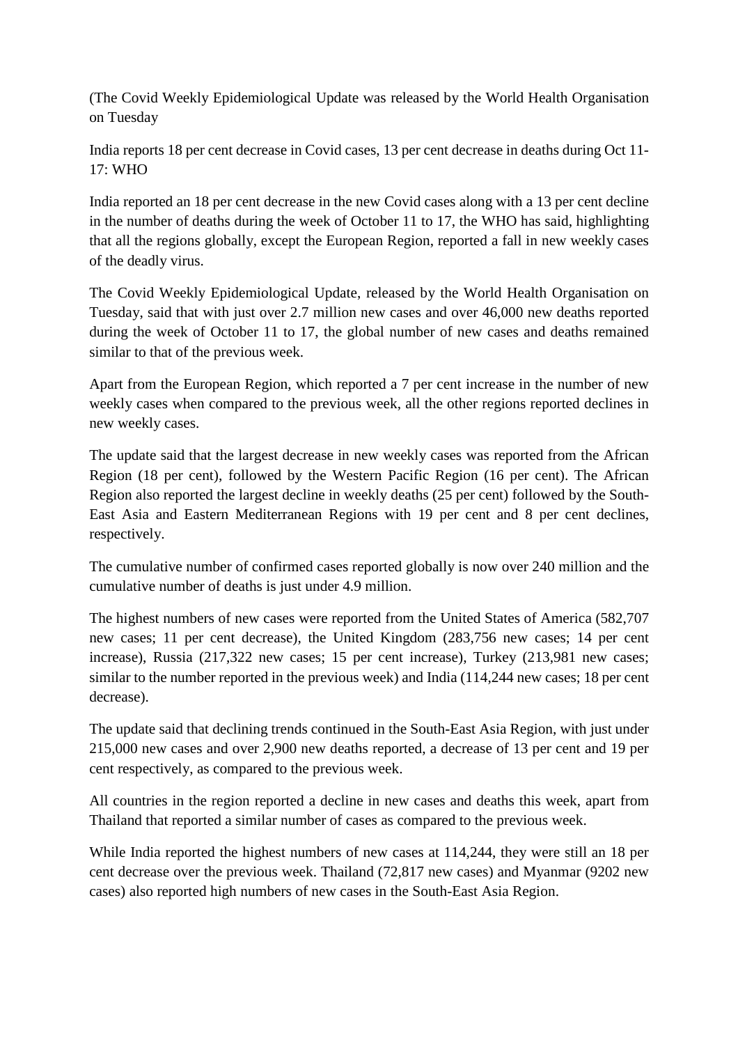(The Covid Weekly Epidemiological Update was released by the World Health Organisation on Tuesday

India reports 18 per cent decrease in Covid cases, 13 per cent decrease in deaths during Oct 11-17: WHO

India reported an 18 per cent decrease in the new Covid cases along with a 13 per cent decline in the number of deaths during the week of October 11 to 17, the WHO has said, highlighting that all the regions globally, except the European Region, reported a fall in new weekly cases of the deadly virus.

The Covid Weekly Epidemiological Update, released by the World Health Organisation on Tuesday, said that with just over 2.7 million new cases and over 46,000 new deaths reported during the week of October 11 to 17, the global number of new cases and deaths remained similar to that of the previous week.

Apart from the European Region, which reported a 7 per cent increase in the number of new weekly cases when compared to the previous week, all the other regions reported declines in new weekly cases.

The update said that the largest decrease in new weekly cases was reported from the African Region (18 per cent), followed by the Western Pacific Region (16 per cent). The African Region also reported the largest decline in weekly deaths (25 per cent) followed by the South-East Asia and Eastern Mediterranean Regions with 19 per cent and 8 per cent declines, respectively.

The cumulative number of confirmed cases reported globally is now over 240 million and the cumulative number of deaths is just under 4.9 million.

The highest numbers of new cases were reported from the United States of America (582,707 new cases; 11 per cent decrease), the United Kingdom (283,756 new cases; 14 per cent increase), Russia (217,322 new cases; 15 per cent increase), Turkey (213,981 new cases; similar to the number reported in the previous week) and India (114,244 new cases; 18 per cent decrease).

The update said that declining trends continued in the South-East Asia Region, with just under 215,000 new cases and over 2,900 new deaths reported, a decrease of 13 per cent and 19 per cent respectively, as compared to the previous week.

All countries in the region reported a decline in new cases and deaths this week, apart from Thailand that reported a similar number of cases as compared to the previous week.

While India reported the highest numbers of new cases at 114,244, they were still an 18 per cent decrease over the previous week. Thailand (72,817 new cases) and Myanmar (9202 new cases) also reported high numbers of new cases in the South-East Asia Region.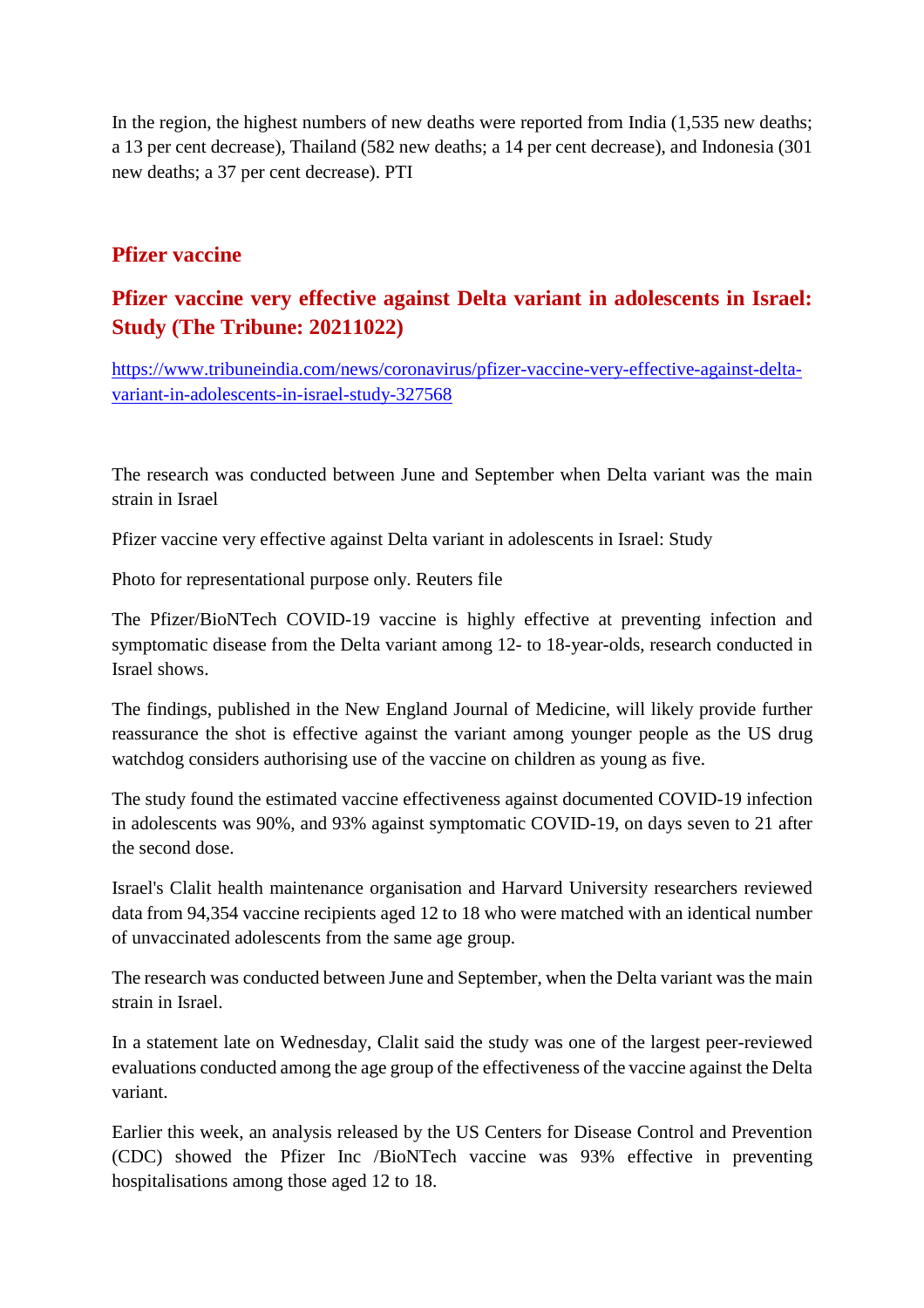In the region, the highest numbers of new deaths were reported from India (1,535 new deaths; a 13 per cent decrease), Thailand (582 new deaths; a 14 per cent decrease), and Indonesia (301 new deaths; a 37 per cent decrease). PTI

## Pfizer vaccine

## Pfizer vaccine very effective against Delta variant in adolescents in Israel: Study (The Tribune: 20211022)

https://www.tribuneindia.com/news/coronavirus/pfizer-vaccine-very-effective-against-delta-variant-in-adolescents-in-israel-study-327568

The research was conducted between June and September when Delta variant was the main strain in Israel

Pfizer vaccine very effective against Delta variant in adolescents in Israel: Study

Photo for representational purpose only. Reuters file

The Pfizer/BioNTech COVID-19 vaccine is highly effective at preventing infection and symptomatic disease from the Delta variant among 12- to 18-year-olds, research conducted in Israel shows.

The findings, published in the New England Journal of Medicine, will likely provide further reassurance the shot is effective against the variant among younger people as the US drug watchdog considers authorising use of the vaccine on children as young as five.

The study found the estimated vaccine effectiveness against documented COVID-19 infection in adolescents was 90%, and 93% against symptomatic COVID-19, on days seven to 21 after the second dose.

Israel's Clalit health maintenance organisation and Harvard University researchers reviewed data from 94,354 vaccine recipients aged 12 to 18 who were matched with an identical number of unvaccinated adolescents from the same age group.

The research was conducted between June and September, when the Delta variant was the main strain in Israel.

In a statement late on Wednesday, Clalit said the study was one of the largest peer-reviewed evaluations conducted among the age group of the effectiveness of the vaccine against the Delta variant.

Earlier this week, an analysis released by the US Centers for Disease Control and Prevention (CDC) showed the Pfizer Inc /BioNTech vaccine was 93% effective in preventing hospitalisations among those aged 12 to 18.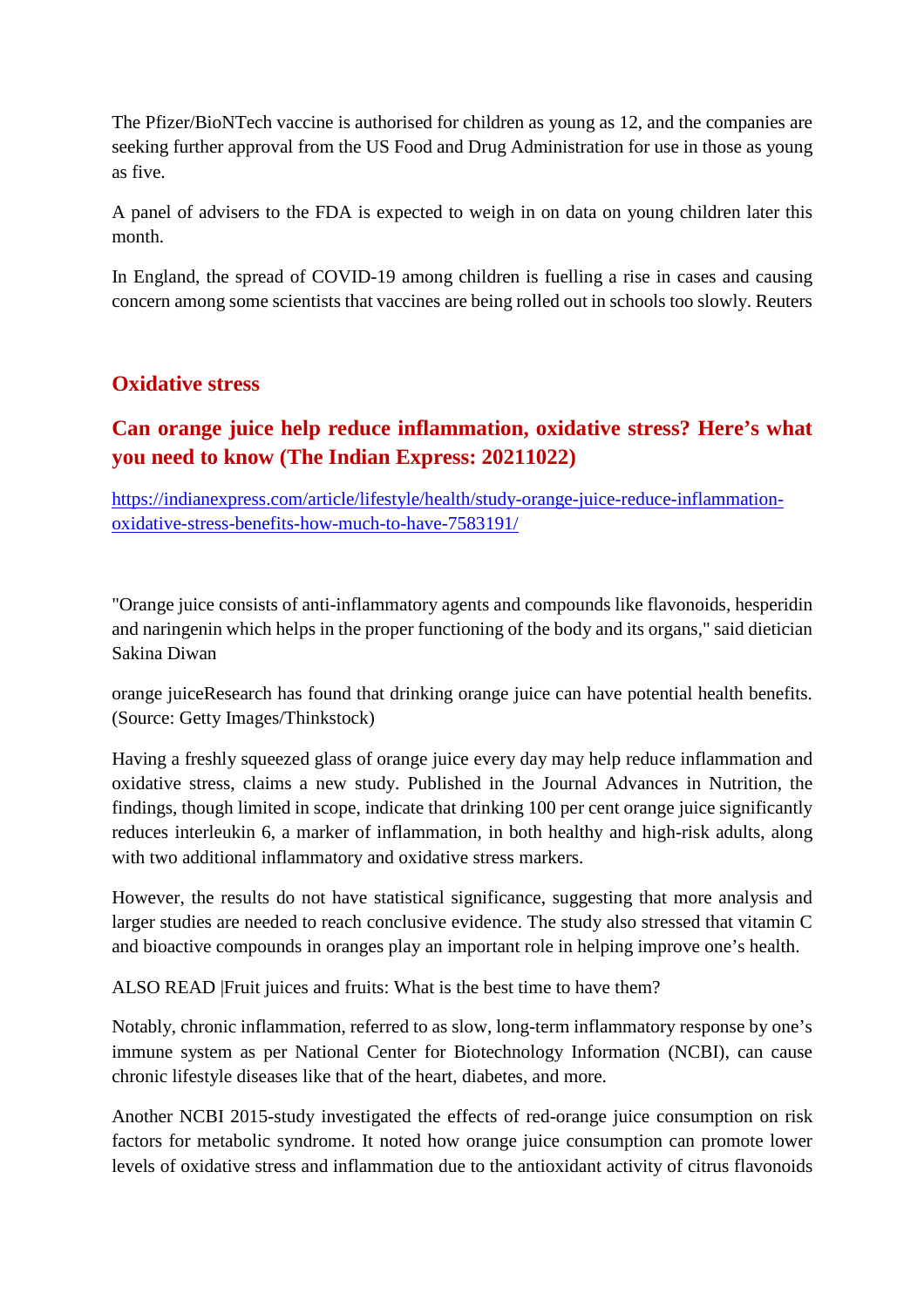The Pfizer/BioNTech vaccine is authorised for children as young as 12, and the companies are seeking further approval from the US Food and Drug Administration for use in those as young as five.

A panel of advisers to the FDA is expected to weigh in on data on young children later this month.

In England, the spread of COVID-19 among children is fuelling a rise in cases and causing concern among some scientists that vaccines are being rolled out in schools too slowly. Reuters

## Oxidative stress

### Can orange juice help reduce inflammation, oxidative stress? Here's what you need to know (The Indian Express: 20211022)

https://indianexpress.com/article/lifestyle/health/study-orange-juice-reduce-inflammation-oxidative-stress-benefits-how-much-to-have-7583191/

"Orange juice consists of anti-inflammatory agents and compounds like flavonoids, hesperidin and naringenin which helps in the proper functioning of the body and its organs," said dietician Sakina Diwan

orange juiceResearch has found that drinking orange juice can have potential health benefits. (Source: Getty Images/Thinkstock)

Having a freshly squeezed glass of orange juice every day may help reduce inflammation and oxidative stress, claims a new study. Published in the Journal Advances in Nutrition, the findings, though limited in scope, indicate that drinking 100 per cent orange juice significantly reduces interleukin 6, a marker of inflammation, in both healthy and high-risk adults, along with two additional inflammatory and oxidative stress markers.

However, the results do not have statistical significance, suggesting that more analysis and larger studies are needed to reach conclusive evidence. The study also stressed that vitamin C and bioactive compounds in oranges play an important role in helping improve one's health.

ALSO READ |Fruit juices and fruits: What is the best time to have them?

Notably, chronic inflammation, referred to as slow, long-term inflammatory response by one's immune system as per National Center for Biotechnology Information (NCBI), can cause chronic lifestyle diseases like that of the heart, diabetes, and more.

Another NCBI 2015-study investigated the effects of red-orange juice consumption on risk factors for metabolic syndrome. It noted how orange juice consumption can promote lower levels of oxidative stress and inflammation due to the antioxidant activity of citrus flavonoids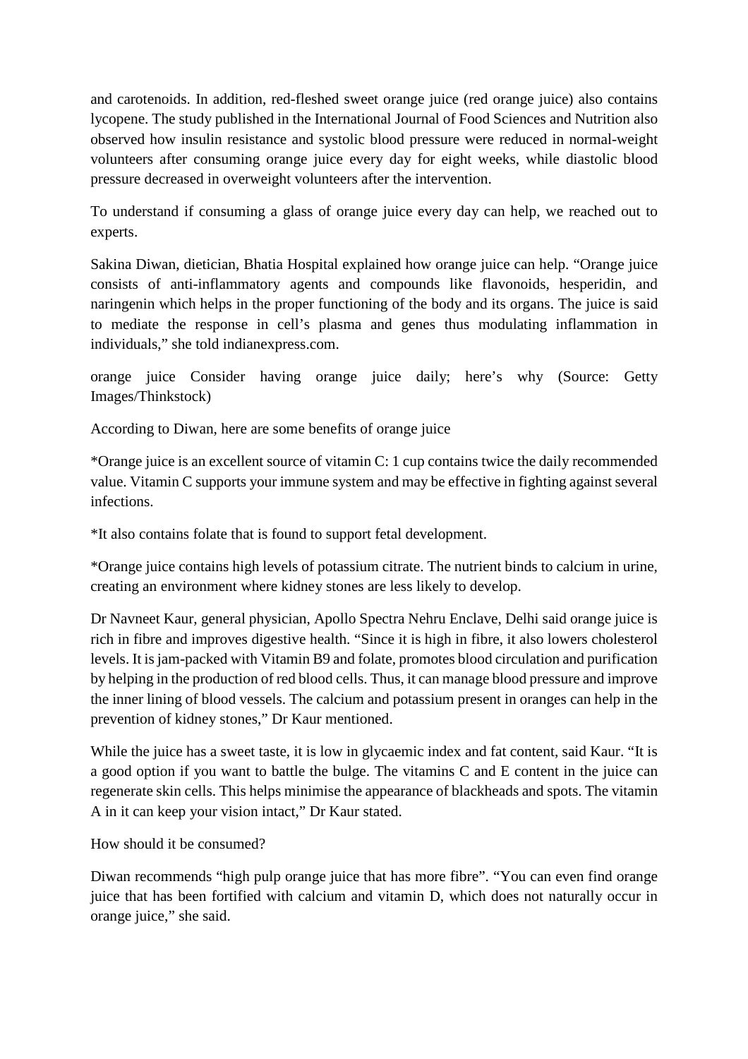and carotenoids. In addition, red-fleshed sweet orange juice (red orange juice) also contains lycopene. The study published in the International Journal of Food Sciences and Nutrition also observed how insulin resistance and systolic blood pressure were reduced in normal-weight volunteers after consuming orange juice every day for eight weeks, while diastolic blood pressure decreased in overweight volunteers after the intervention.

To understand if consuming a glass of orange juice every day can help, we reached out to experts.

Sakina Diwan, dietician, Bhatia Hospital explained how orange juice can help. "Orange juice consists of anti-inflammatory agents and compounds like flavonoids, hesperidin, and naringenin which helps in the proper functioning of the body and its organs. The juice is said to mediate the response in cell's plasma and genes thus modulating inflammation in individuals," she told indianexpress.com.

orange juice Consider having orange juice daily; here's why (Source: Getty Images/Thinkstock)

According to Diwan, here are some benefits of orange juice

*Orange juice is an excellent source of vitamin C: 1 cup contains twice the daily recommended value. Vitamin C supports your immune system and may be effective in fighting against several infections.

*It also contains folate that is found to support fetal development.

*Orange juice contains high levels of potassium citrate. The nutrient binds to calcium in urine, creating an environment where kidney stones are less likely to develop.

Dr Navneet Kaur, general physician, Apollo Spectra Nehru Enclave, Delhi said orange juice is rich in fibre and improves digestive health. "Since it is high in fibre, it also lowers cholesterol levels. It is jam-packed with Vitamin B9 and folate, promotes blood circulation and purification by helping in the production of red blood cells. Thus, it can manage blood pressure and improve the inner lining of blood vessels. The calcium and potassium present in oranges can help in the prevention of kidney stones," Dr Kaur mentioned.

While the juice has a sweet taste, it is low in glycaemic index and fat content, said Kaur. "It is a good option if you want to battle the bulge. The vitamins C and E content in the juice can regenerate skin cells. This helps minimise the appearance of blackheads and spots. The vitamin A in it can keep your vision intact," Dr Kaur stated.

How should it be consumed?

Diwan recommends "high pulp orange juice that has more fibre". "You can even find orange juice that has been fortified with calcium and vitamin D, which does not naturally occur in orange juice," she said.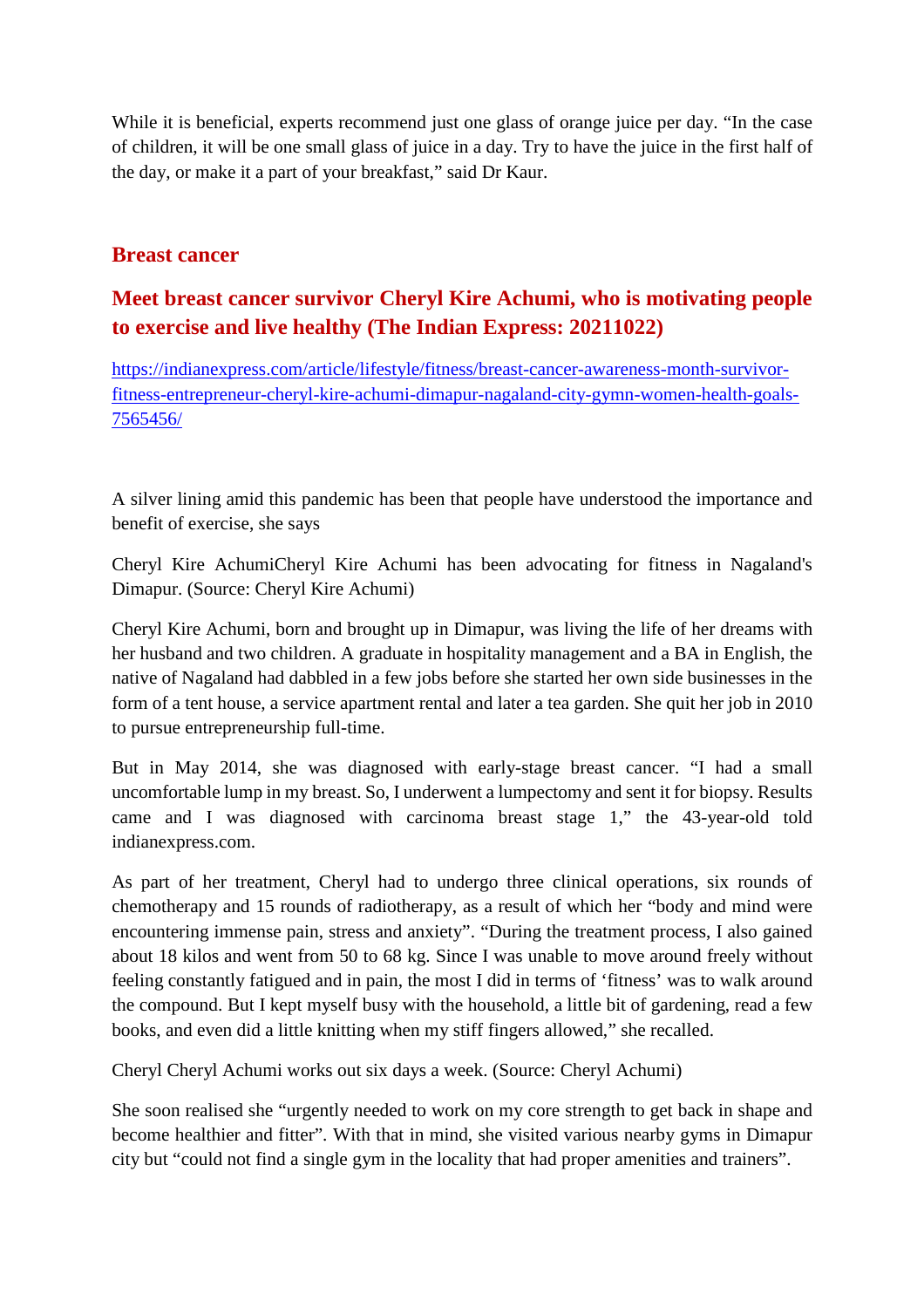While it is beneficial, experts recommend just one glass of orange juice per day. “In the case of children, it will be one small glass of juice in a day. Try to have the juice in the first half of the day, or make it a part of your breakfast,” said Dr Kaur.

## Breast cancer

### Meet breast cancer survivor Cheryl Kire Achumi, who is motivating people to exercise and live healthy (The Indian Express: 20211022)

https://indianexpress.com/article/lifestyle/fitness/breast-cancer-awareness-month-survivor-fitness-entrepreneur-cheryl-kire-achumi-dimapur-nagaland-city-gymn-women-health-goals-7565456/

A silver lining amid this pandemic has been that people have understood the importance and benefit of exercise, she says

Cheryl Kire AchumiCheryl Kire Achumi has been advocating for fitness in Nagaland's Dimapur. (Source: Cheryl Kire Achumi)

Cheryl Kire Achumi, born and brought up in Dimapur, was living the life of her dreams with her husband and two children. A graduate in hospitality management and a BA in English, the native of Nagaland had dabbled in a few jobs before she started her own side businesses in the form of a tent house, a service apartment rental and later a tea garden. She quit her job in 2010 to pursue entrepreneurship full-time.

But in May 2014, she was diagnosed with early-stage breast cancer. “I had a small uncomfortable lump in my breast. So, I underwent a lumpectomy and sent it for biopsy. Results came and I was diagnosed with carcinoma breast stage 1,” the 43-year-old told indianexpress.com.

As part of her treatment, Cheryl had to undergo three clinical operations, six rounds of chemotherapy and 15 rounds of radiotherapy, as a result of which her “body and mind were encountering immense pain, stress and anxiety”. “During the treatment process, I also gained about 18 kilos and went from 50 to 68 kg. Since I was unable to move around freely without feeling constantly fatigued and in pain, the most I did in terms of ‘fitness’ was to walk around the compound. But I kept myself busy with the household, a little bit of gardening, read a few books, and even did a little knitting when my stiff fingers allowed,” she recalled.

Cheryl Cheryl Achumi works out six days a week. (Source: Cheryl Achumi)

She soon realised she “urgently needed to work on my core strength to get back in shape and become healthier and fitter”. With that in mind, she visited various nearby gyms in Dimapur city but “could not find a single gym in the locality that had proper amenities and trainers”.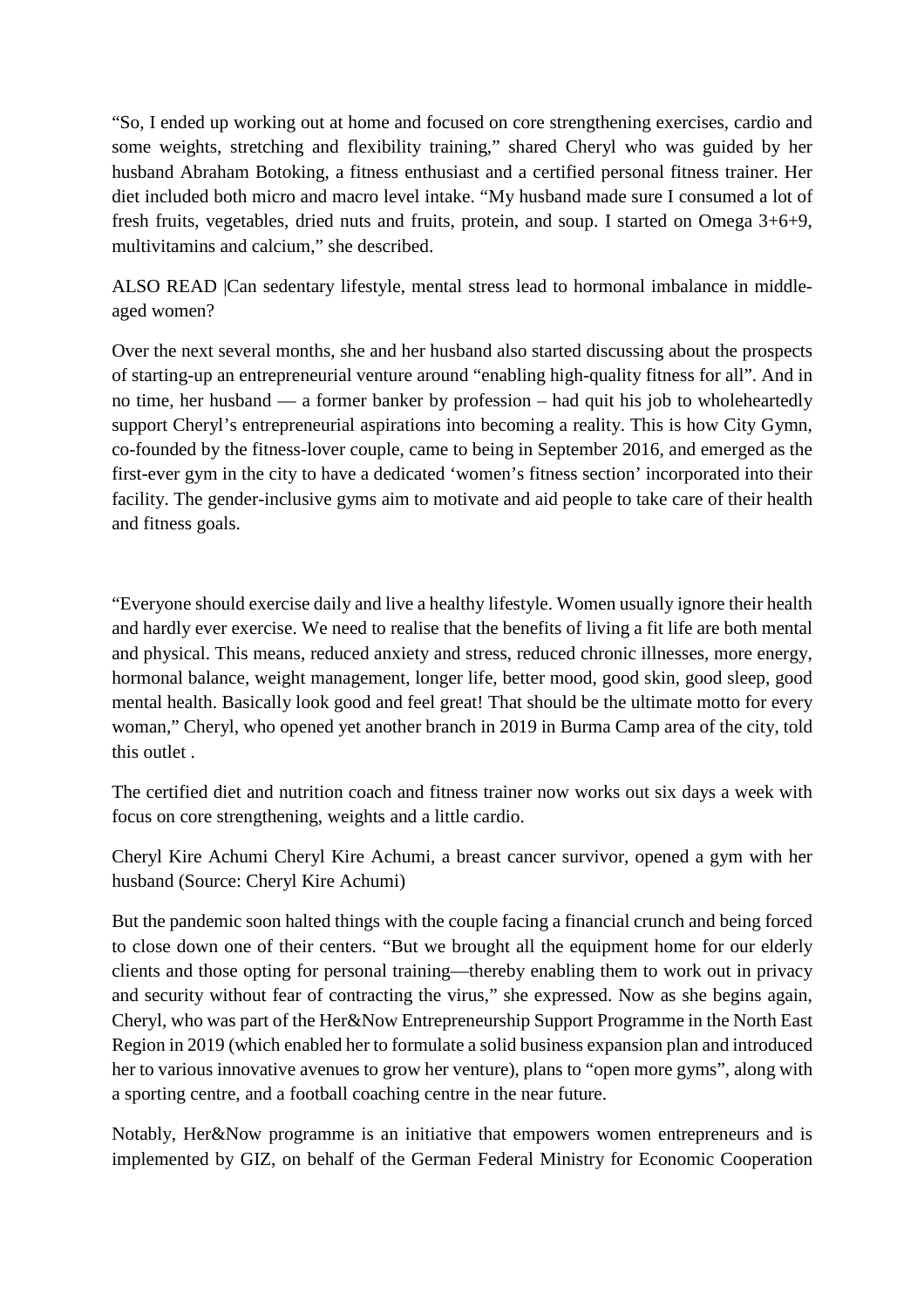"So, I ended up working out at home and focused on core strengthening exercises, cardio and some weights, stretching and flexibility training," shared Cheryl who was guided by her husband Abraham Botoking, a fitness enthusiast and a certified personal fitness trainer. Her diet included both micro and macro level intake. "My husband made sure I consumed a lot of fresh fruits, vegetables, dried nuts and fruits, protein, and soup. I started on Omega 3+6+9, multivitamins and calcium," she described.

ALSO READ |Can sedentary lifestyle, mental stress lead to hormonal imbalance in middle-aged women?

Over the next several months, she and her husband also started discussing about the prospects of starting-up an entrepreneurial venture around "enabling high-quality fitness for all". And in no time, her husband — a former banker by profession – had quit his job to wholeheartedly support Cheryl's entrepreneurial aspirations into becoming a reality. This is how City Gymn, co-founded by the fitness-lover couple, came to being in September 2016, and emerged as the first-ever gym in the city to have a dedicated 'women's fitness section' incorporated into their facility. The gender-inclusive gyms aim to motivate and aid people to take care of their health and fitness goals.

"Everyone should exercise daily and live a healthy lifestyle. Women usually ignore their health and hardly ever exercise. We need to realise that the benefits of living a fit life are both mental and physical. This means, reduced anxiety and stress, reduced chronic illnesses, more energy, hormonal balance, weight management, longer life, better mood, good skin, good sleep, good mental health. Basically look good and feel great! That should be the ultimate motto for every woman," Cheryl, who opened yet another branch in 2019 in Burma Camp area of the city, told this outlet .

The certified diet and nutrition coach and fitness trainer now works out six days a week with focus on core strengthening, weights and a little cardio.

Cheryl Kire Achumi Cheryl Kire Achumi, a breast cancer survivor, opened a gym with her husband (Source: Cheryl Kire Achumi)

But the pandemic soon halted things with the couple facing a financial crunch and being forced to close down one of their centers. "But we brought all the equipment home for our elderly clients and those opting for personal training—thereby enabling them to work out in privacy and security without fear of contracting the virus," she expressed. Now as she begins again, Cheryl, who was part of the Her&Now Entrepreneurship Support Programme in the North East Region in 2019 (which enabled her to formulate a solid business expansion plan and introduced her to various innovative avenues to grow her venture), plans to "open more gyms", along with a sporting centre, and a football coaching centre in the near future.

Notably, Her&Now programme is an initiative that empowers women entrepreneurs and is implemented by GIZ, on behalf of the German Federal Ministry for Economic Cooperation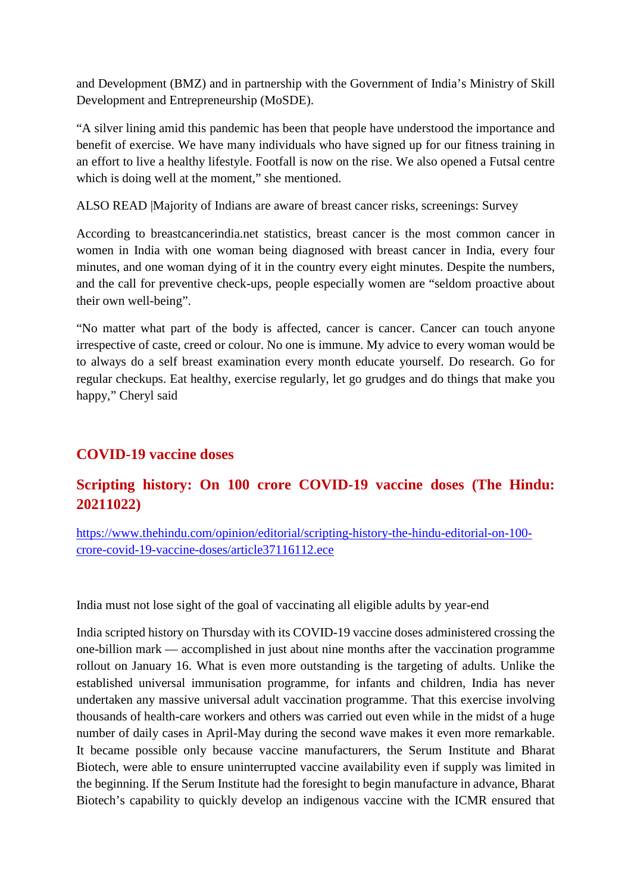and Development (BMZ) and in partnership with the Government of India's Ministry of Skill Development and Entrepreneurship (MoSDE).

"A silver lining amid this pandemic has been that people have understood the importance and benefit of exercise. We have many individuals who have signed up for our fitness training in an effort to live a healthy lifestyle. Footfall is now on the rise. We also opened a Futsal centre which is doing well at the moment," she mentioned.

ALSO READ |Majority of Indians are aware of breast cancer risks, screenings: Survey

According to breastcancerindia.net statistics, breast cancer is the most common cancer in women in India with one woman being diagnosed with breast cancer in India, every four minutes, and one woman dying of it in the country every eight minutes. Despite the numbers, and the call for preventive check-ups, people especially women are "seldom proactive about their own well-being".

"No matter what part of the body is affected, cancer is cancer. Cancer can touch anyone irrespective of caste, creed or colour. No one is immune. My advice to every woman would be to always do a self breast examination every month educate yourself. Do research. Go for regular checkups. Eat healthy, exercise regularly, let go grudges and do things that make you happy," Cheryl said

## COVID-19 vaccine doses

## Scripting history: On 100 crore COVID-19 vaccine doses (The Hindu: 20211022)

[https://www.thehindu.com/opinion/editorial/scripting-history-the-hindu-editorial-on-100-crore-covid-19-vaccine-doses/article37116112.ece](https://www.thehindu.com/opinion/editorial/scripting-history-the-hindu-editorial-on-100-crore-covid-19-vaccine-doses/article37116112.ece)

India must not lose sight of the goal of vaccinating all eligible adults by year-end

India scripted history on Thursday with its COVID-19 vaccine doses administered crossing the one-billion mark — accomplished in just about nine months after the vaccination programme rollout on January 16. What is even more outstanding is the targeting of adults. Unlike the established universal immunisation programme, for infants and children, India has never undertaken any massive universal adult vaccination programme. That this exercise involving thousands of health-care workers and others was carried out even while in the midst of a huge number of daily cases in April-May during the second wave makes it even more remarkable. It became possible only because vaccine manufacturers, the Serum Institute and Bharat Biotech, were able to ensure uninterrupted vaccine availability even if supply was limited in the beginning. If the Serum Institute had the foresight to begin manufacture in advance, Bharat Biotech's capability to quickly develop an indigenous vaccine with the ICMR ensured that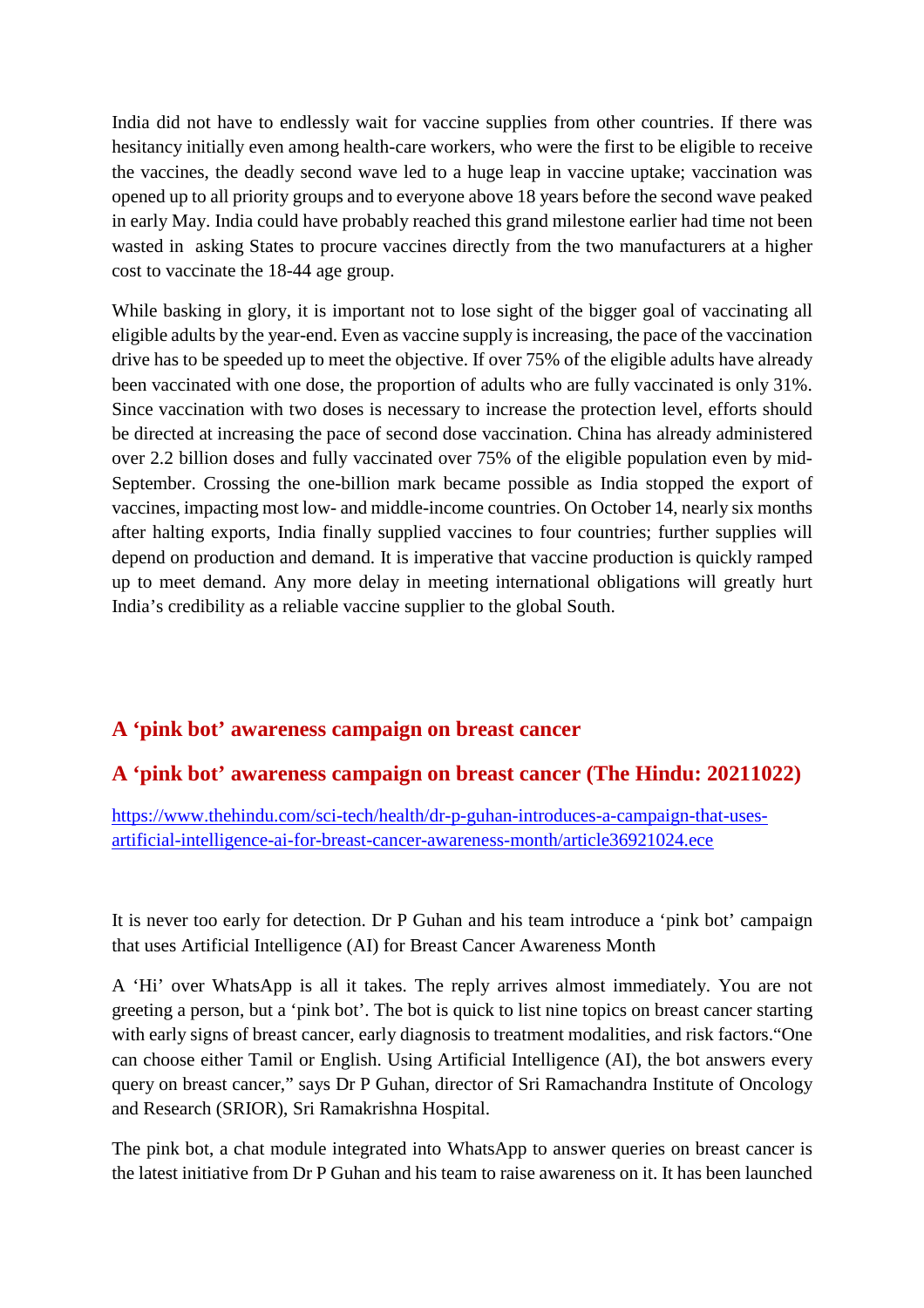India did not have to endlessly wait for vaccine supplies from other countries. If there was hesitancy initially even among health-care workers, who were the first to be eligible to receive the vaccines, the deadly second wave led to a huge leap in vaccine uptake; vaccination was opened up to all priority groups and to everyone above 18 years before the second wave peaked in early May. India could have probably reached this grand milestone earlier had time not been wasted in asking States to procure vaccines directly from the two manufacturers at a higher cost to vaccinate the 18-44 age group.

While basking in glory, it is important not to lose sight of the bigger goal of vaccinating all eligible adults by the year-end. Even as vaccine supply is increasing, the pace of the vaccination drive has to be speeded up to meet the objective. If over 75% of the eligible adults have already been vaccinated with one dose, the proportion of adults who are fully vaccinated is only 31%. Since vaccination with two doses is necessary to increase the protection level, efforts should be directed at increasing the pace of second dose vaccination. China has already administered over 2.2 billion doses and fully vaccinated over 75% of the eligible population even by mid-September. Crossing the one-billion mark became possible as India stopped the export of vaccines, impacting most low- and middle-income countries. On October 14, nearly six months after halting exports, India finally supplied vaccines to four countries; further supplies will depend on production and demand. It is imperative that vaccine production is quickly ramped up to meet demand. Any more delay in meeting international obligations will greatly hurt India's credibility as a reliable vaccine supplier to the global South.

## A 'pink bot' awareness campaign on breast cancer

## A 'pink bot' awareness campaign on breast cancer (The Hindu: 20211022)

https://www.thehindu.com/sci-tech/health/dr-p-guhan-introduces-a-campaign-that-uses-artificial-intelligence-ai-for-breast-cancer-awareness-month/article36921024.ece

It is never too early for detection. Dr P Guhan and his team introduce a 'pink bot' campaign that uses Artificial Intelligence (AI) for Breast Cancer Awareness Month

A 'Hi' over WhatsApp is all it takes. The reply arrives almost immediately. You are not greeting a person, but a 'pink bot'. The bot is quick to list nine topics on breast cancer starting with early signs of breast cancer, early diagnosis to treatment modalities, and risk factors."One can choose either Tamil or English. Using Artificial Intelligence (AI), the bot answers every query on breast cancer," says Dr P Guhan, director of Sri Ramachandra Institute of Oncology and Research (SRIOR), Sri Ramakrishna Hospital.

The pink bot, a chat module integrated into WhatsApp to answer queries on breast cancer is the latest initiative from Dr P Guhan and his team to raise awareness on it. It has been launched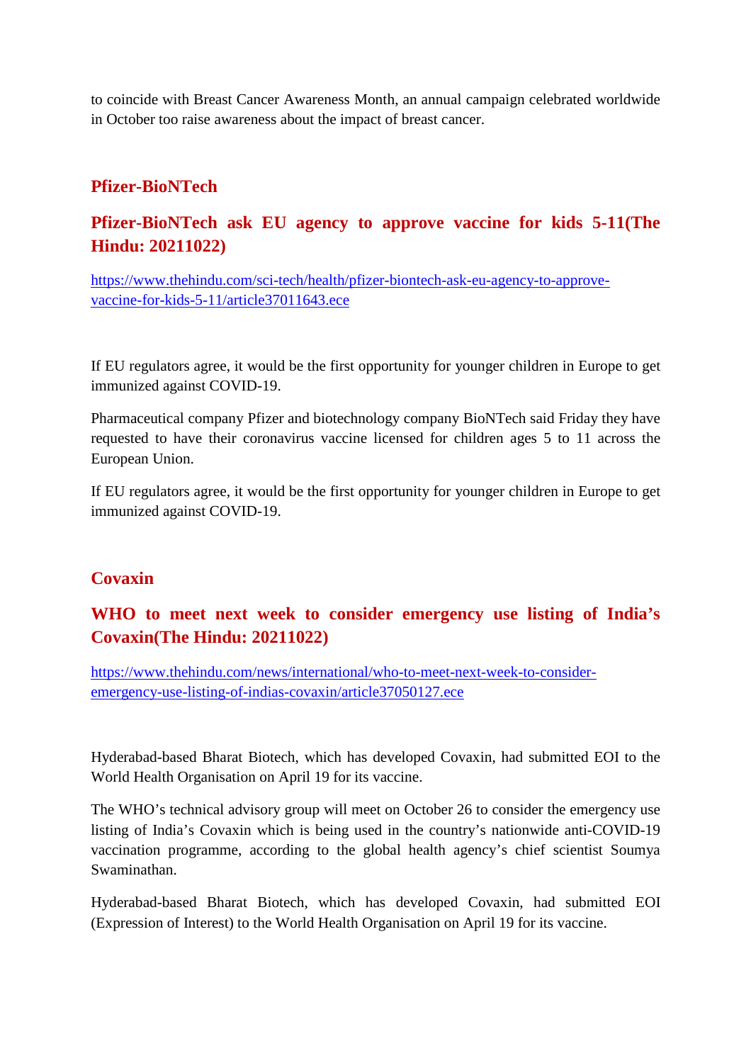to coincide with Breast Cancer Awareness Month, an annual campaign celebrated worldwide in October too raise awareness about the impact of breast cancer.

## Pfizer-BioNTech

### Pfizer-BioNTech ask EU agency to approve vaccine for kids 5-11(The Hindu: 20211022)

https://www.thehindu.com/sci-tech/health/pfizer-biontech-ask-eu-agency-to-approve-vaccine-for-kids-5-11/article37011643.ece

If EU regulators agree, it would be the first opportunity for younger children in Europe to get immunized against COVID-19.

Pharmaceutical company Pfizer and biotechnology company BioNTech said Friday they have requested to have their coronavirus vaccine licensed for children ages 5 to 11 across the European Union.

If EU regulators agree, it would be the first opportunity for younger children in Europe to get immunized against COVID-19.

## Covaxin

### WHO to meet next week to consider emergency use listing of India's Covaxin(The Hindu: 20211022)

https://www.thehindu.com/news/international/who-to-meet-next-week-to-consider-emergency-use-listing-of-indias-covaxin/article37050127.ece

Hyderabad-based Bharat Biotech, which has developed Covaxin, had submitted EOI to the World Health Organisation on April 19 for its vaccine.

The WHO's technical advisory group will meet on October 26 to consider the emergency use listing of India's Covaxin which is being used in the country's nationwide anti-COVID-19 vaccination programme, according to the global health agency's chief scientist Soumya Swaminathan.

Hyderabad-based Bharat Biotech, which has developed Covaxin, had submitted EOI (Expression of Interest) to the World Health Organisation on April 19 for its vaccine.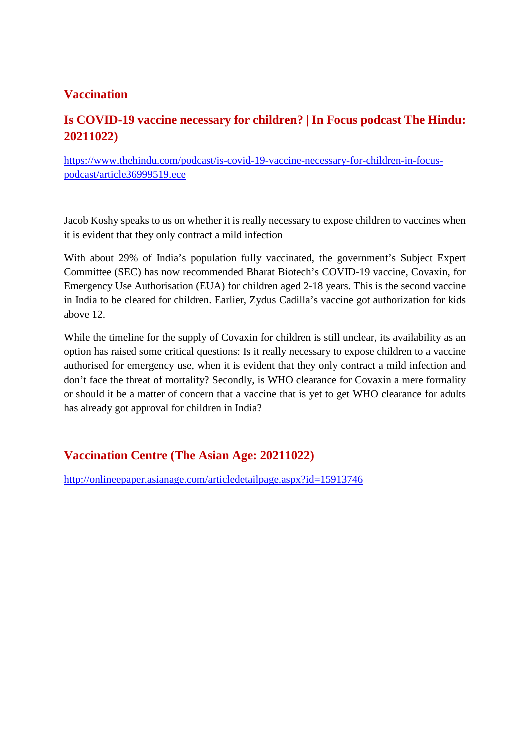## Vaccination

### Is COVID-19 vaccine necessary for children? | In Focus podcast The Hindu: 20211022)

https://www.thehindu.com/podcast/is-covid-19-vaccine-necessary-for-children-in-focus-podcast/article36999519.ece

Jacob Koshy speaks to us on whether it is really necessary to expose children to vaccines when it is evident that they only contract a mild infection

With about 29% of India's population fully vaccinated, the government's Subject Expert Committee (SEC) has now recommended Bharat Biotech's COVID-19 vaccine, Covaxin, for Emergency Use Authorisation (EUA) for children aged 2-18 years. This is the second vaccine in India to be cleared for children. Earlier, Zydus Cadilla's vaccine got authorization for kids above 12.

While the timeline for the supply of Covaxin for children is still unclear, its availability as an option has raised some critical questions: Is it really necessary to expose children to a vaccine authorised for emergency use, when it is evident that they only contract a mild infection and don't face the threat of mortality? Secondly, is WHO clearance for Covaxin a mere formality or should it be a matter of concern that a vaccine that is yet to get WHO clearance for adults has already got approval for children in India?

### Vaccination Centre (The Asian Age: 20211022)

http://onlineepaper.asianage.com/articledetailpage.aspx?id=15913746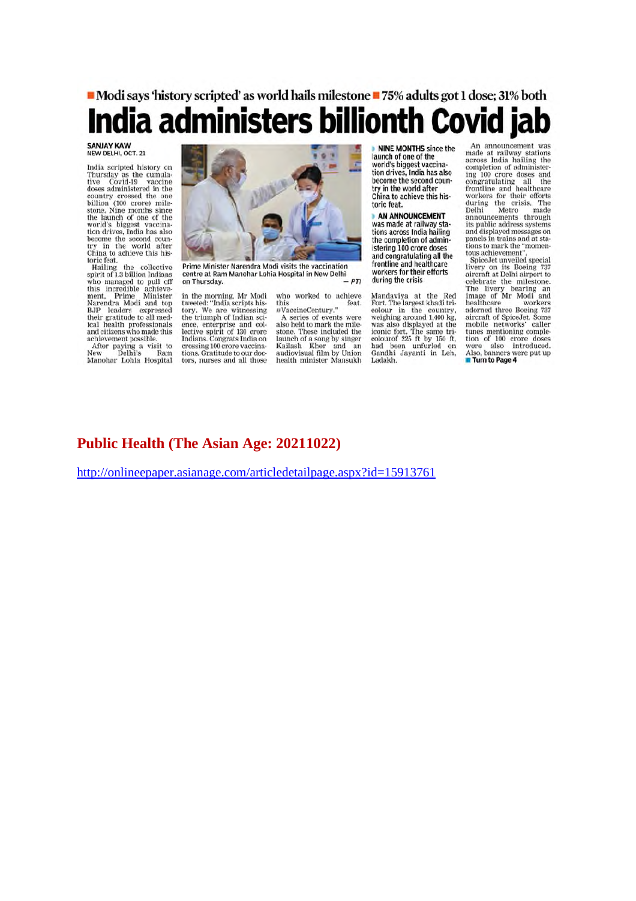■ Modi says 'history scripted' as world hails milestone ■ 75% adults got 1 dose; 31% both

# India administers billionth Covid jab

**SANJAY KAW**
NEW DELHI, OCT. 21

India scripted history on Thursday as the cumulative Covid-19 vaccine doses administered in the country crossed the one billion (100 crore) milestone. Nine months since the launch of one of the world's biggest vaccination drives, India has also become the second country in the world after China to achieve this historic feat.

Hailing the collective spirit of 1.3 billion Indians who managed to pull off this incredible achievement, Prime Minister Narendra Modi and top BJP leaders expressed their gratitude to all medical health professionals and citizens who made this achievement possible.

After paying a visit to New Delhi's Ram Manohar Lohia Hospital in the morning, Mr Modi tweeted: "India scripts history. We are witnessing the triumph of Indian science, enterprise and collective spirit of 130 crore Indians. Congrats India on crossing 100 crore vaccinations. Gratitude to our doctors, nurses and all those who worked to achieve this feat. #VaccineCentury."

Prime Minister Narendra Modi visits the vaccination centre at Ram Manohar Lohia Hospital in New Delhi on Thursday. — PTI

A series of events were also held to mark the milestone. These included the launch of a song by singer Kailash Kher and an audiovisual film by Union health minister Mansukh Mandaviya at the Red Fort. The largest khadi tricolour in the country, weighing around 1,400 kg, was also displayed at the iconic fort. The same tricolourof 225 ft by 150 ft, had been unfurled on Gandhi Jayanti in Leh, Ladakh.

- **NINE MONTHS** since the launch of one of the world's biggest vaccination drives, India has also become the second country in the world after China to achieve this historic feat.
- **AN ANNOUNCEMENT** was made at railway stations across India hailing the completion of administering 100 crore doses and congratulating all the frontline and healthcare workers for their efforts during the crisis

An announcement was made at railway stations across India hailing the completion of administering 100 crore doses and congratulating all the frontline and healthcare workers for their efforts during the crisis. The Delhi Metro made announcements through its public address systems and displayed messages on panels in trains and at stations to mark the "momentous achievement".

SpiceJet unveiled special livery on its Boeing 737 aircraft at Delhi airport to celebrate the milestone. The livery bearing an image of Mr Modi and healthcare workers adorned three Boeing 737 aircraft of SpiceJet. Some mobile networks' caller tunes mentioning completion of 100 crore doses were also introduced. Also, banners were put up

■ Turn to Page 4

## Public Health (The Asian Age: 20211022)

http://onlineepaper.asianage.com/articledetailpage.aspx?id=15913761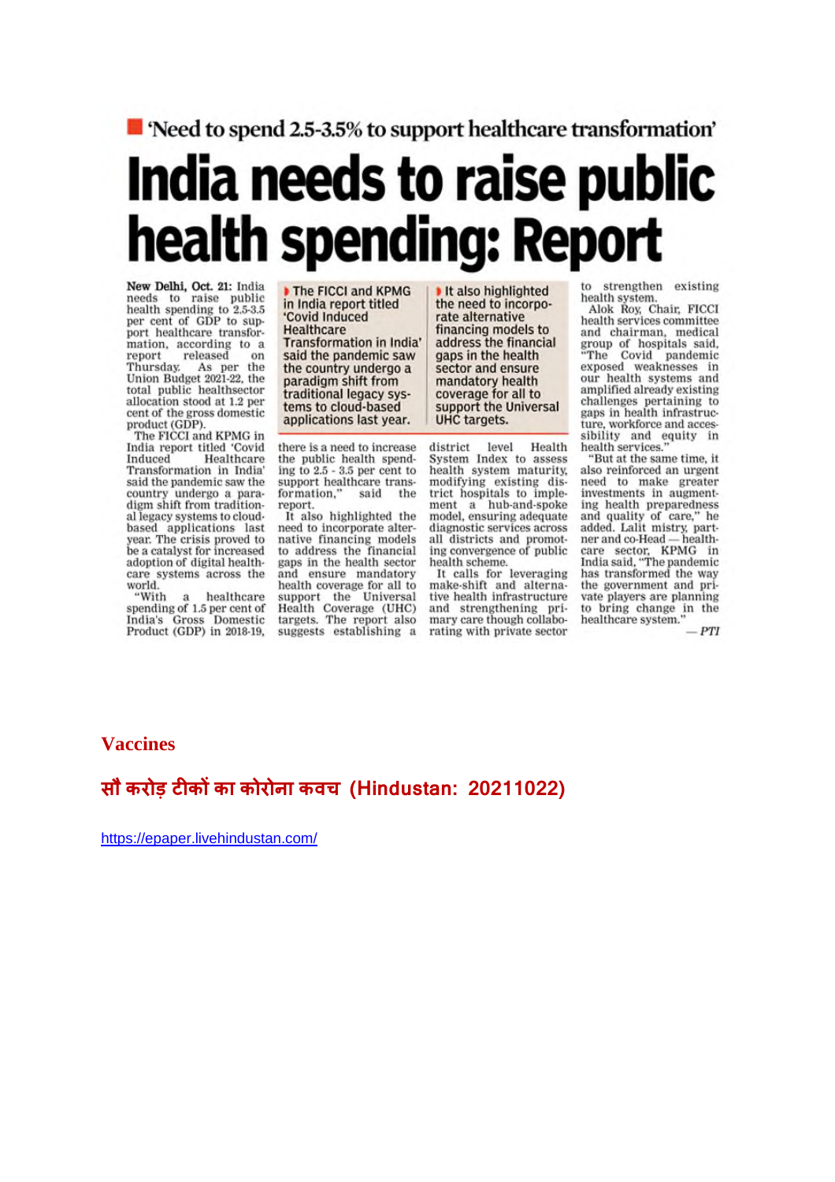■ 'Need to spend 2.5-3.5% to support healthcare transformation'

# India needs to raise public health spending: Report

**New Delhi, Oct. 21:** India needs to raise public health spending to 2.5-3.5 per cent of GDP to support healthcare transformation, according to a report released on Thursday. As per the Union Budget 2021-22, the total public healthsector allocation stood at 1.2 per cent of the gross domestic product (GDP).

The FICCI and KPMG in India report titled 'Covid Induced Healthcare Transformation in India' said the pandemic saw the country undergo a paradigm shift from traditional legacy systems to cloud-based applications last year. The crisis proved to be a catalyst for increased adoption of digital healthcare systems across the world.

> ▸ The FICCI and KPMG in India report titled 'Covid Induced Healthcare Transformation in India' said the pandemic saw the country undergo a paradigm shift from traditional legacy systems to cloud-based applications last year.

> ▸ It also highlighted the need to incorporate alternative financing models to address the financial gaps in the health sector and ensure mandatory health coverage for all to support the Universal UHC targets.

"With a healthcare spending of 1.5 per cent of India's Gross Domestic Product (GDP) in 2018-19, there is a need to increase the public health spending to 2.5 - 3.5 per cent to support healthcare transformation," said the report.

It also highlighted the need to incorporate alternative financing models to address the financial gaps in the health sector and ensure mandatory health coverage for all to support the Universal Health Coverage (UHC) targets. The report also suggests establishing a district level Health System Index to assess health system maturity, modifying existing district hospitals to implement a hub-and-spoke model, ensuring adequate diagnostic services across all districts and promoting convergence of public health scheme.

It calls for leveraging make-shift and alternative health infrastructure and strengthening primary care though collaborating with private sector to strengthen existing health system.

Alok Roy, Chair, FICCI health services committee and chairman, medical group of hospitals said, "The Covid pandemic exposed weaknesses in our health systems and amplified already existing challenges pertaining to gaps in health infrastructure, workforce and accessibility and equity in health services."

"But at the same time, it also reinforced an urgent need to make greater investments in augmenting health preparedness and quality of care," he added. Lalit mistry, partner and co-Head — healthcare sector, KPMG in India said, "The pandemic has transformed the way the government and private players are planning to bring change in the healthcare system."

— *PTI*

## Vaccines

## सौ करोड़ टीकों का कोरोना कवच (Hindustan: 20211022)

https://epaper.livehindustan.com/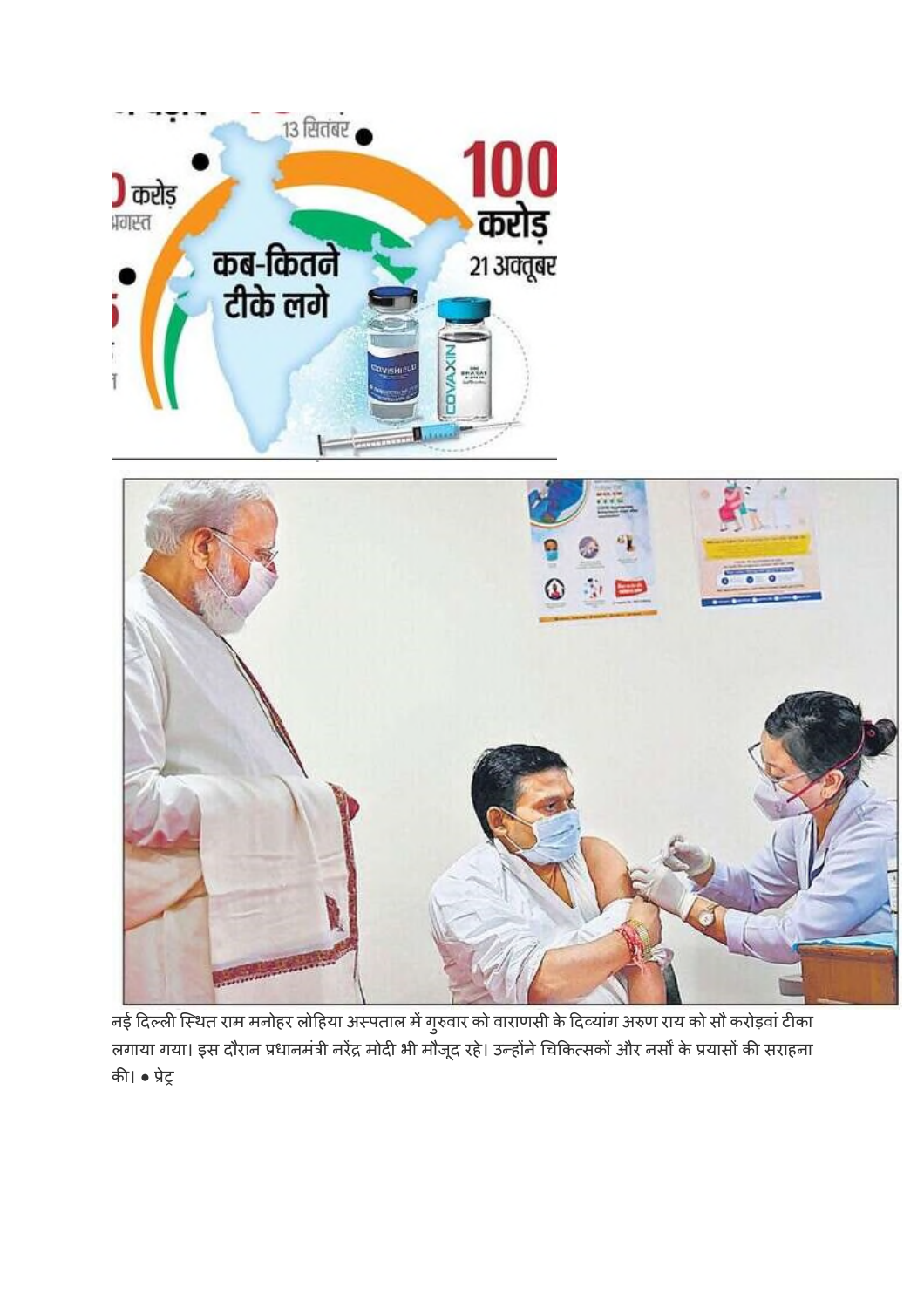13 सितंबर

करोड़
अगस्त

100 करोड़
21 अक्तूबर

कब-कितने टीके लगे

नई दिल्ली स्थित राम मनोहर लोहिया अस्पताल में गुरुवार को वाराणसी के दिव्यांग अरुण राय को सौ करोड़वां टीका लगाया गया। इस दौरान प्रधानमंत्री नरेंद्र मोदी भी मौजूद रहे। उन्होंने चिकित्सकों और नर्सों के प्रयासों की सराहना की। ● प्रेट्र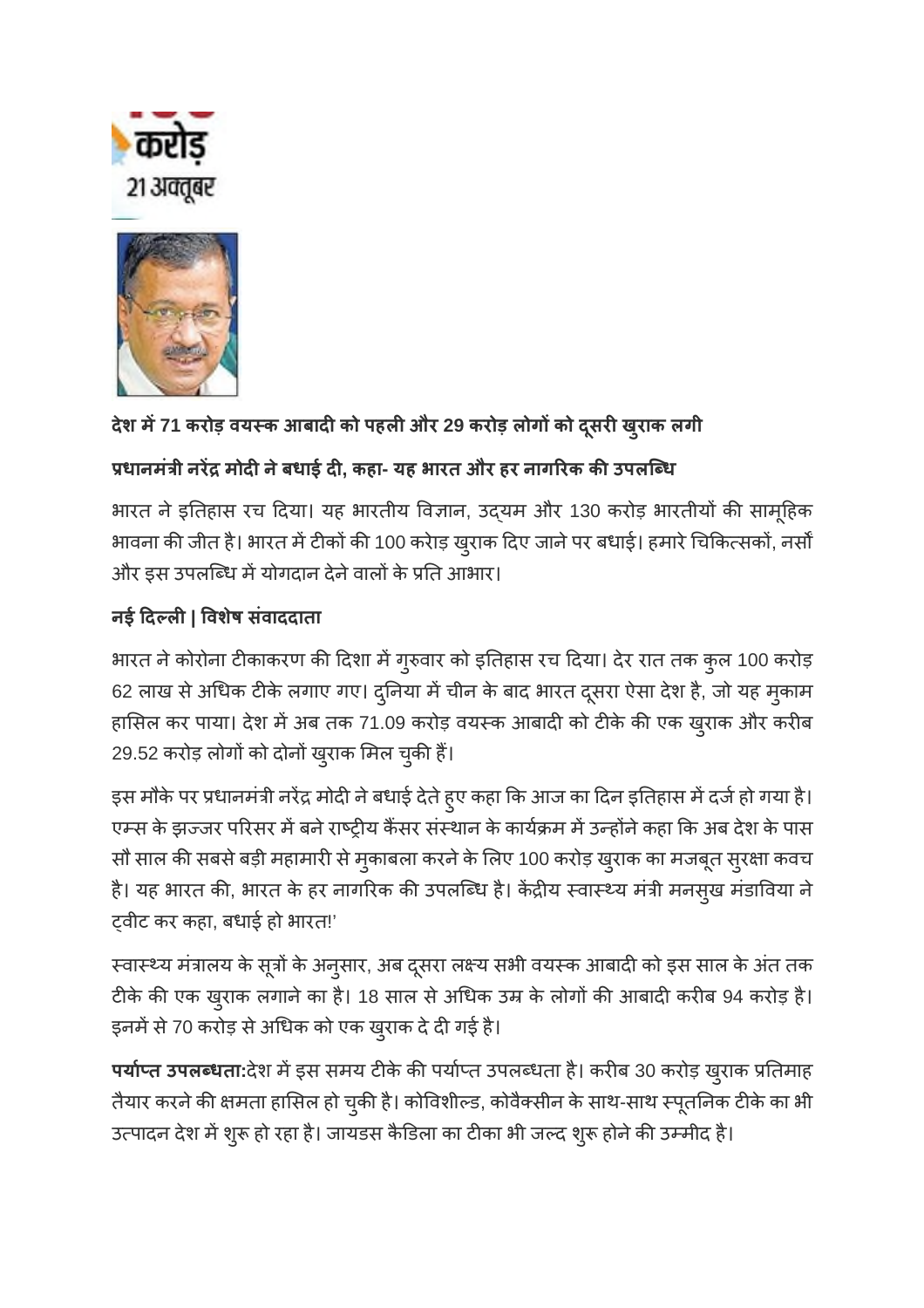करोड़
21 अक्तूबर

**देश में 71 करोड़ वयस्क आबादी को पहली और 29 करोड़ लोगों को दूसरी खुराक लगी**

**प्रधानमंत्री नरेंद्र मोदी ने बधाई दी, कहा- यह भारत और हर नागरिक की उपलब्धि**

भारत ने इतिहास रच दिया। यह भारतीय विज्ञान, उद्यम और 130 करोड़ भारतीयों की सामूहिक भावना की जीत है। भारत में टीकों की 100 करोड़ खुराक दिए जाने पर बधाई। हमारे चिकित्सकों, नर्सों और इस उपलब्धि में योगदान देने वालों के प्रति आभार।

**नई दिल्ली | विशेष संवाददाता**

भारत ने कोरोना टीकाकरण की दिशा में गुरुवार को इतिहास रच दिया। देर रात तक कुल 100 करोड़ 62 लाख से अधिक टीके लगाए गए। दुनिया में चीन के बाद भारत दूसरा ऐसा देश है, जो यह मुकाम हासिल कर पाया। देश में अब तक 71.09 करोड़ वयस्क आबादी को टीके की एक खुराक और करीब 29.52 करोड़ लोगों को दोनों खुराक मिल चुकी हैं।

इस मौके पर प्रधानमंत्री नरेंद्र मोदी ने बधाई देते हुए कहा कि आज का दिन इतिहास में दर्ज हो गया है। एम्स के झज्जर परिसर में बने राष्ट्रीय कैंसर संस्थान के कार्यक्रम में उन्होंने कहा कि अब देश के पास सौ साल की सबसे बड़ी महामारी से मुकाबला करने के लिए 100 करोड़ खुराक का मजबूत सुरक्षा कवच है। यह भारत की, भारत के हर नागरिक की उपलब्धि है। केंद्रीय स्वास्थ्य मंत्री मनसुख मंडाविया ने ट्वीट कर कहा, बधाई हो भारत!'

स्वास्थ्य मंत्रालय के सूत्रों के अनुसार, अब दूसरा लक्ष्य सभी वयस्क आबादी को इस साल के अंत तक टीके की एक खुराक लगाने का है। 18 साल से अधिक उम्र के लोगों की आबादी करीब 94 करोड़ है। इनमें से 70 करोड़ से अधिक को एक खुराक दे दी गई है।

**पर्याप्त उपलब्धता:** देश में इस समय टीके की पर्याप्त उपलब्धता है। करीब 30 करोड़ खुराक प्रतिमाह तैयार करने की क्षमता हासिल हो चुकी है। कोविशील्ड, कोवैक्सीन के साथ-साथ स्पूतनिक टीके का भी उत्पादन देश में शुरू हो रहा है। जायडस कैडिला का टीका भी जल्द शुरू होने की उम्मीद है।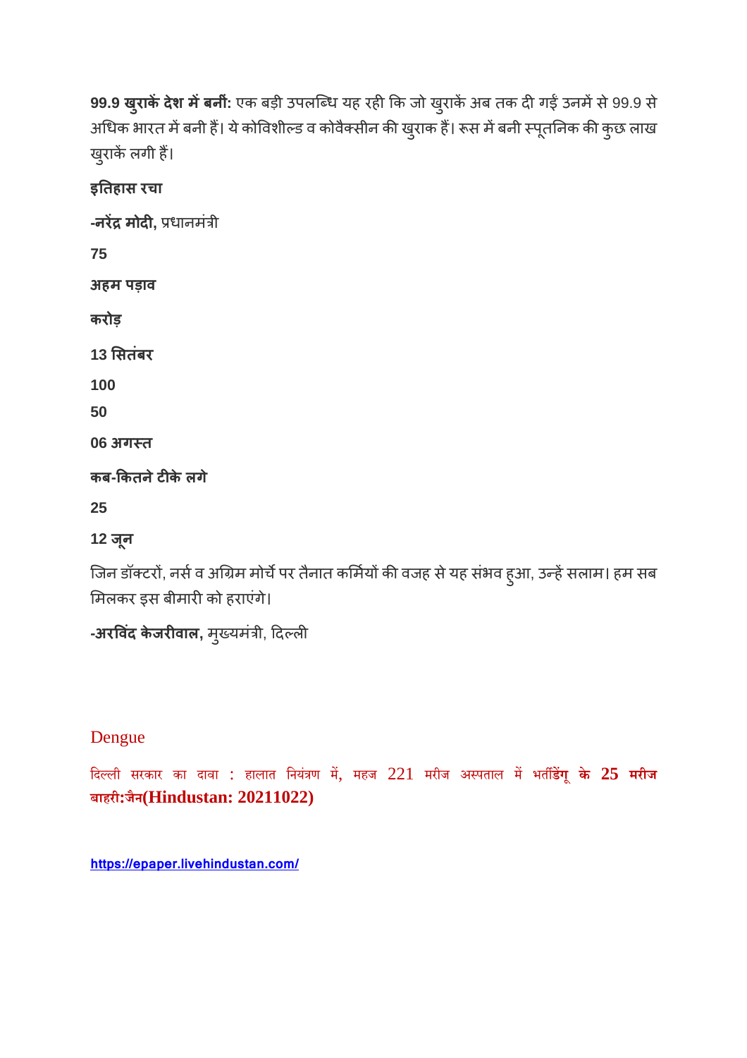**99.9 खुराकें देश में बनीं:** एक बड़ी उपलब्धि यह रही कि जो खुराकें अब तक दी गईं उनमें से 99.9 से अधिक भारत में बनी हैं। ये कोविशील्ड व कोवैक्सीन की खुराक हैं। रूस में बनी स्पूतनिक की कुछ लाख खुराकें लगी हैं।

**इतिहास रचा**

**-नरेंद्र मोदी,** प्रधानमंत्री

**75**

**अहम पड़ाव**

**करोड़**

**13 सितंबर**

**100**

**50**

**06 अगस्त**

**कब-कितने टीके लगे**

**25**

**12 जून**

जिन डॉक्टरों, नर्स व अग्रिम मोर्चे पर तैनात कर्मियों की वजह से यह संभव हुआ, उन्हें सलाम। हम सब मिलकर इस बीमारी को हराएंगे।

**-अरविंद केजरीवाल,** मुख्यमंत्री, दिल्ली

## Dengue

दिल्ली सरकार का दावा : हालात नियंत्रण में, महज 221 मरीज अस्पताल में भर्तीडेंगू **के 25 मरीज बाहरी:जैन(Hindustan: 20211022)**

https://epaper.livehindustan.com/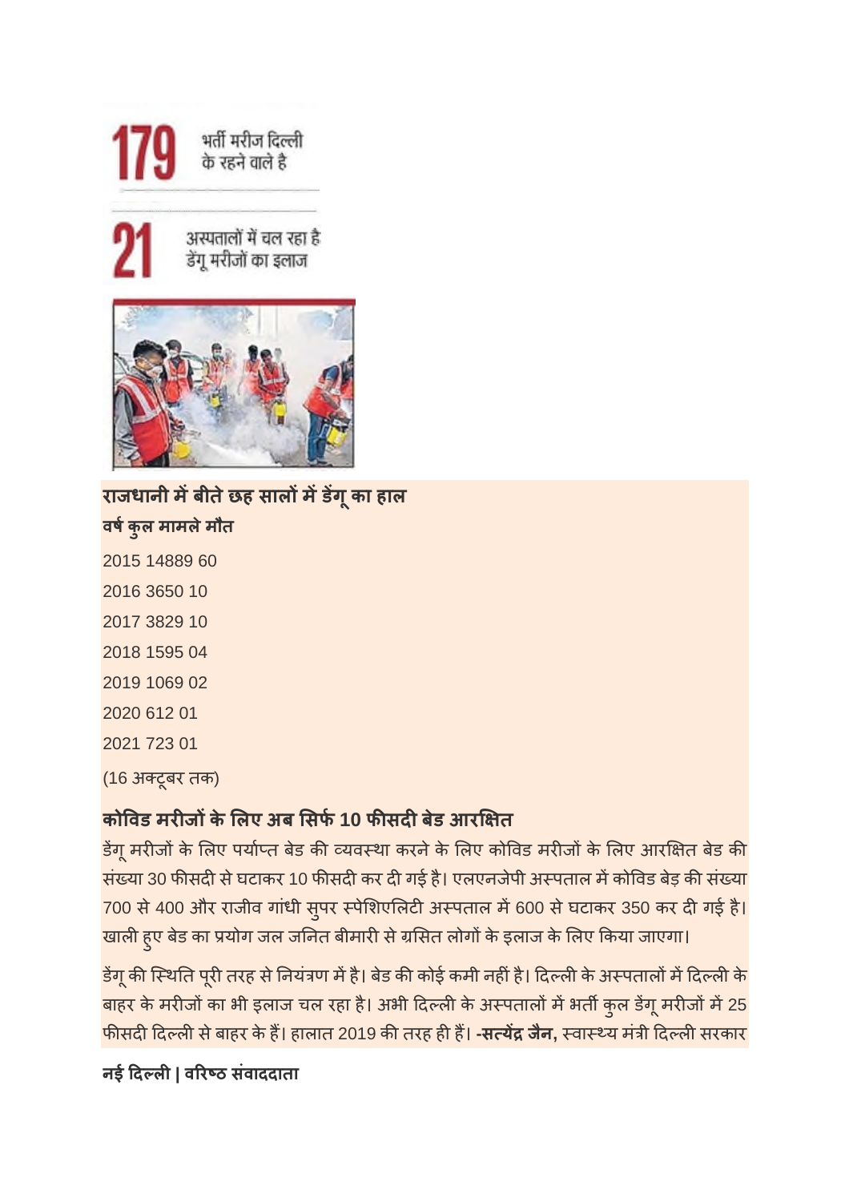179 भर्ती मरीज दिल्ली के रहने वाले है

21 अस्पतालों में चल रहा है डेंगू मरीजों का इलाज

**राजधानी में बीते छह सालों में डेंगू का हाल**

| वर्ष | कुल मामले | मौत |
|---|---|---|
| 2015 | 14889 | 60 |
| 2016 | 3650 | 10 |
| 2017 | 3829 | 10 |
| 2018 | 1595 | 04 |
| 2019 | 1069 | 02 |
| 2020 | 612 | 01 |
| 2021 | 723 | 01 |

(16 अक्टूबर तक)

**कोविड मरीजों के लिए अब सिर्फ 10 फीसदी बेड आरक्षित**

डेंगू मरीजों के लिए पर्याप्त बेड की व्यवस्था करने के लिए कोविड मरीजों के लिए आरक्षित बेड की संख्या 30 फीसदी से घटाकर 10 फीसदी कर दी गई है। एलएनजेपी अस्पताल में कोविड बेड़ की संख्या 700 से 400 और राजीव गांधी सुपर स्पेशिएलिटी अस्पताल में 600 से घटाकर 350 कर दी गई है। खाली हुए बेड का प्रयोग जल जनित बीमारी से ग्रसित लोगों के इलाज के लिए किया जाएगा।

डेंगू की स्थिति पूरी तरह से नियंत्रण में है। बेड की कोई कमी नहीं है। दिल्ली के अस्पतालों में दिल्ली के बाहर के मरीजों का भी इलाज चल रहा है। अभी दिल्ली के अस्पतालों में भर्ती कुल डेंगू मरीजों में 25 फीसदी दिल्ली से बाहर के हैं। हालात 2019 की तरह ही हैं। **-सत्येंद्र जैन,** स्वास्थ्य मंत्री दिल्ली सरकार

**नई दिल्ली | वरिष्ठ संवाददाता**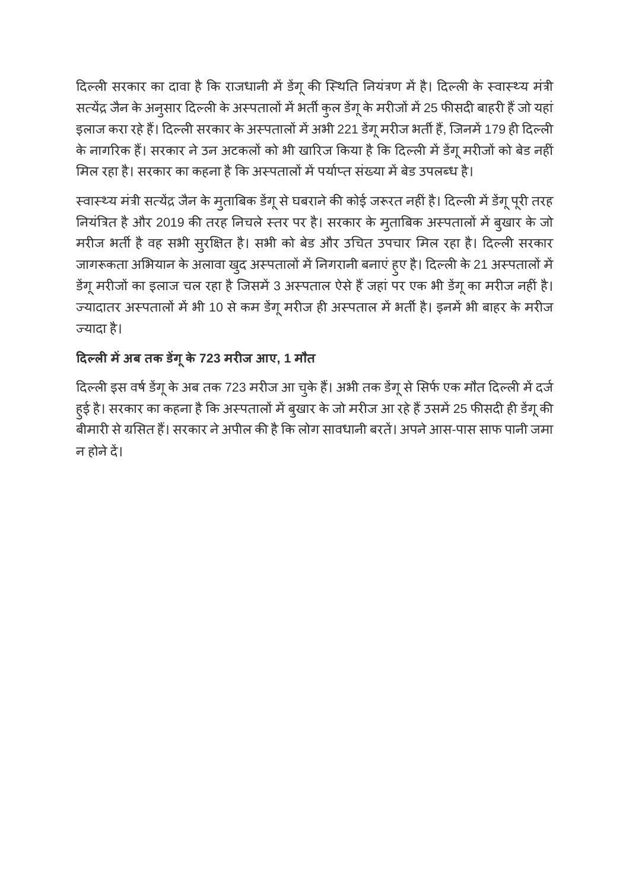दिल्ली सरकार का दावा है कि राजधानी में डेंगू की स्थिति नियंत्रण में है। दिल्ली के स्वास्थ्य मंत्री सत्येंद्र जैन के अनुसार दिल्ली के अस्पतालों में भर्ती कुल डेंगू के मरीजों में 25 फीसदी बाहरी हैं जो यहां इलाज करा रहे हैं। दिल्ली सरकार के अस्पतालों में अभी 221 डेंगू मरीज भर्ती हैं, जिनमें 179 ही दिल्ली के नागरिक हैं। सरकार ने उन अटकलों को भी खारिज किया है कि दिल्ली में डेंगू मरीजों को बेड नहीं मिल रहा है। सरकार का कहना है कि अस्पतालों में पर्याप्त संख्या में बेड उपलब्ध है।

स्वास्थ्य मंत्री सत्येंद्र जैन के मुताबिक डेंगू से घबराने की कोई जरूरत नहीं है। दिल्ली में डेंगू पूरी तरह नियंत्रित है और 2019 की तरह निचले स्तर पर है। सरकार के मुताबिक अस्पतालों में बुखार के जो मरीज भर्ती है वह सभी सुरक्षित है। सभी को बेड और उचित उपचार मिल रहा है। दिल्ली सरकार जागरूकता अभियान के अलावा खुद अस्पतालों में निगरानी बनाएं हुए है। दिल्ली के 21 अस्पतालों में डेंगू मरीजों का इलाज चल रहा है जिसमें 3 अस्पताल ऐसे हैं जहां पर एक भी डेंगू का मरीज नहीं है। ज्यादातर अस्पतालों में भी 10 से कम डेंगू मरीज ही अस्पताल में भर्ती है। इनमें भी बाहर के मरीज ज्यादा है।

**दिल्ली में अब तक डेंगू के 723 मरीज आए, 1 मौत**

दिल्ली इस वर्ष डेंगू के अब तक 723 मरीज आ चुके हैं। अभी तक डेंगू से सिर्फ एक मौत दिल्ली में दर्ज हुई है। सरकार का कहना है कि अस्पतालों में बुखार के जो मरीज आ रहे हैं उसमें 25 फीसदी ही डेंगू की बीमारी से ग्रसित हैं। सरकार ने अपील की है कि लोग सावधानी बरतें। अपने आस-पास साफ पानी जमा न होने दें।